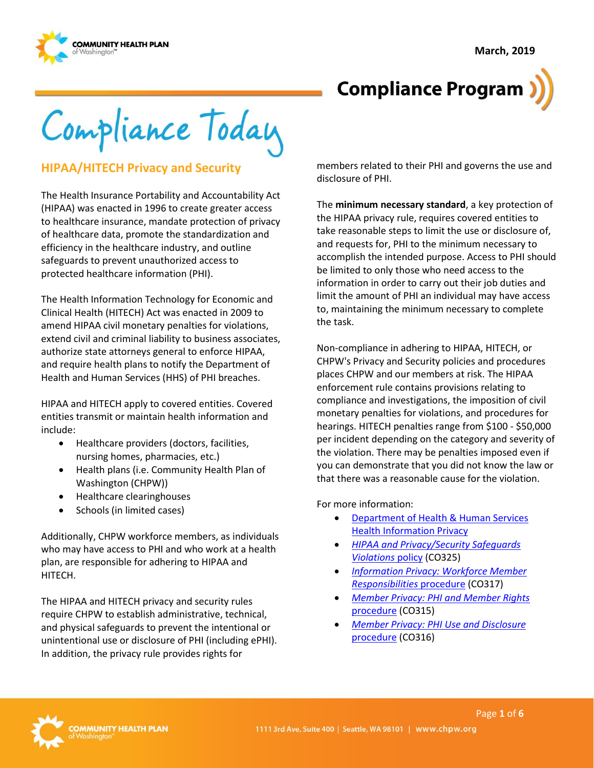March, 2019

# Compliance Program

# Compliance Today

## HIPAA/HITECH Privacy and Security

The Health Insurance Portability and Accountability Act (HIPAA) was enacted in 1996 to create greater access to healthcare insurance, mandate protection of privacy of healthcare data, promote the standardization and efficiency in the healthcare industry, and outline safeguards to prevent unauthorized access to protected healthcare information (PHI).

The Health Information Technology for Economic and Clinical Health (HITECH) Act was enacted in 2009 to amend HIPAA civil monetary penalties for violations, extend civil and criminal liability to business associates, authorize state attorneys general to enforce HIPAA, and require health plans to notify the Department of Health and Human Services (HHS) of PHI breaches.

HIPAA and HITECH apply to covered entities. Covered entities transmit or maintain health information and include:

- Healthcare providers (doctors, facilities, nursing homes, pharmacies, etc.)
- Health plans (i.e. Community Health Plan of Washington (CHPW))
- Healthcare clearinghouses
- Schools (in limited cases)

Additionally, CHPW workforce members, as individuals who may have access to PHI and who work at a health plan, are responsible for adhering to HIPAA and HITECH.

The HIPAA and HITECH privacy and security rules require CHPW to establish administrative, technical, and physical safeguards to prevent the intentional or unintentional use or disclosure of PHI (including ePHI). In addition, the privacy rule provides rights for members related to their PHI and governs the use and disclosure of PHI.

The **minimum necessary standard**, a key protection of the HIPAA privacy rule, requires covered entities to take reasonable steps to limit the use or disclosure of, and requests for, PHI to the minimum necessary to accomplish the intended purpose. Access to PHI should be limited to only those who need access to the information in order to carry out their job duties and limit the amount of PHI an individual may have access to, maintaining the minimum necessary to complete the task.

Non-compliance in adhering to HIPAA, HITECH, or CHPW's Privacy and Security policies and procedures places CHPW and our members at risk. The HIPAA enforcement rule contains provisions relating to compliance and investigations, the imposition of civil monetary penalties for violations, and procedures for hearings. HITECH penalties range from $100 - $50,000 per incident depending on the category and severity of the violation. There may be penalties imposed even if you can demonstrate that you did not know the law or that there was a reasonable cause for the violation.

For more information:

- Department of Health & Human Services Health Information Privacy
- *HIPAA and Privacy/Security Safeguards Violations* policy (CO325)
- *Information Privacy: Workforce Member Responsibilities* procedure (CO317)
- *Member Privacy: PHI and Member Rights* procedure (CO315)
- *Member Privacy: PHI Use and Disclosure* procedure (CO316)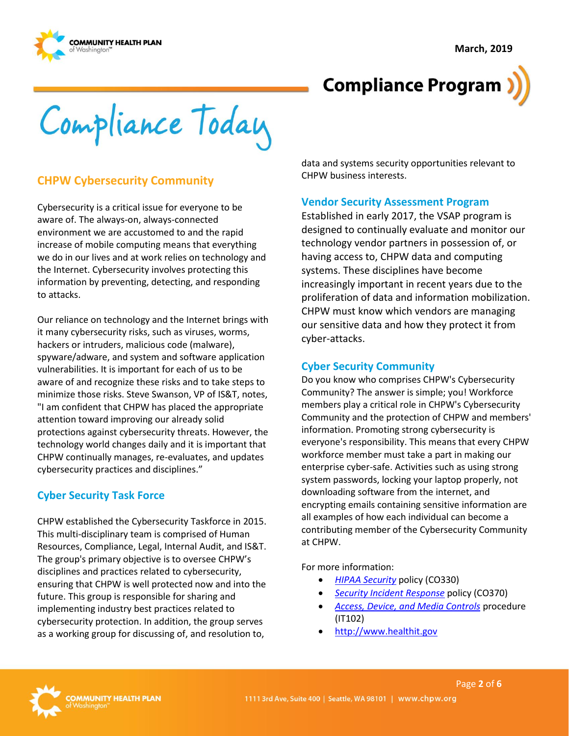# Compliance Program

# Compliance Today

March, 2019

## CHPW Cybersecurity Community

Cybersecurity is a critical issue for everyone to be aware of. The always-on, always-connected environment we are accustomed to and the rapid increase of mobile computing means that everything we do in our lives and at work relies on technology and the Internet. Cybersecurity involves protecting this information by preventing, detecting, and responding to attacks.

Our reliance on technology and the Internet brings with it many cybersecurity risks, such as viruses, worms, hackers or intruders, malicious code (malware), spyware/adware, and system and software application vulnerabilities. It is important for each of us to be aware of and recognize these risks and to take steps to minimize those risks. Steve Swanson, VP of IS&T, notes, "I am confident that CHPW has placed the appropriate attention toward improving our already solid protections against cybersecurity threats. However, the technology world changes daily and it is important that CHPW continually manages, re-evaluates, and updates cybersecurity practices and disciplines."

## Cyber Security Task Force

CHPW established the Cybersecurity Taskforce in 2015. This multi-disciplinary team is comprised of Human Resources, Compliance, Legal, Internal Audit, and IS&T. The group's primary objective is to oversee CHPW's disciplines and practices related to cybersecurity, ensuring that CHPW is well protected now and into the future. This group is responsible for sharing and implementing industry best practices related to cybersecurity protection. In addition, the group serves as a working group for discussing of, and resolution to, data and systems security opportunities relevant to CHPW business interests.

## Vendor Security Assessment Program

Established in early 2017, the VSAP program is designed to continually evaluate and monitor our technology vendor partners in possession of, or having access to, CHPW data and computing systems. These disciplines have become increasingly important in recent years due to the proliferation of data and information mobilization. CHPW must know which vendors are managing our sensitive data and how they protect it from cyber-attacks.

## Cyber Security Community

Do you know who comprises CHPW's Cybersecurity Community? The answer is simple; you! Workforce members play a critical role in CHPW's Cybersecurity Community and the protection of CHPW and members' information. Promoting strong cybersecurity is everyone's responsibility. This means that every CHPW workforce member must take a part in making our enterprise cyber-safe. Activities such as using strong system passwords, locking your laptop properly, not downloading software from the internet, and encrypting emails containing sensitive information are all examples of how each individual can become a contributing member of the Cybersecurity Community at CHPW.

For more information:

- *HIPAA Security* policy (CO330)
- *Security Incident Response* policy (CO370)
- *Access, Device, and Media Controls* procedure (IT102)
- http://www.healthit.gov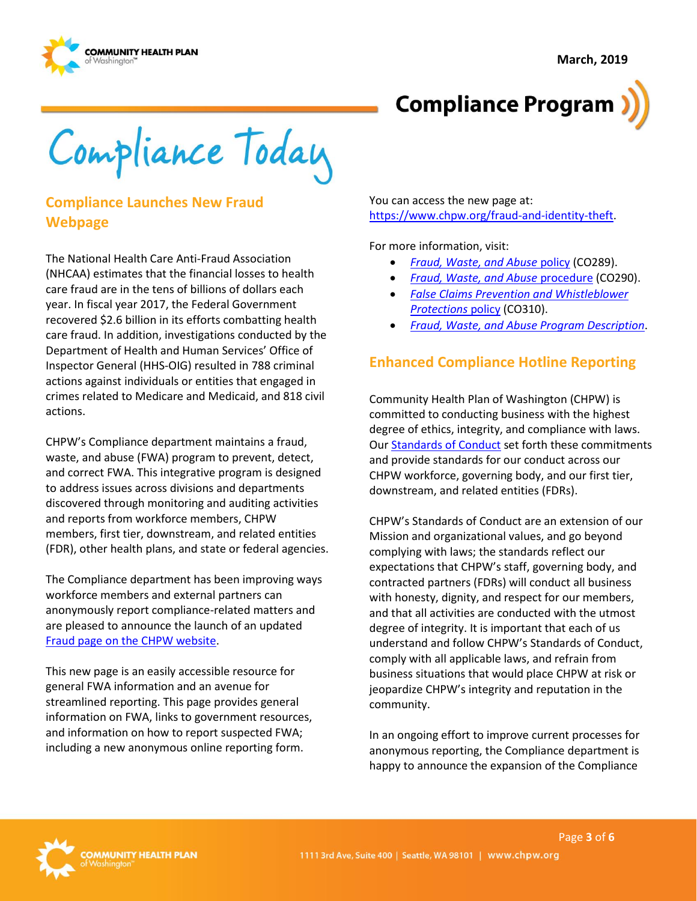Compliance Today

# Compliance Program

## Compliance Launches New Fraud Webpage

The National Health Care Anti-Fraud Association (NHCAA) estimates that the financial losses to health care fraud are in the tens of billions of dollars each year. In fiscal year 2017, the Federal Government recovered $2.6 billion in its efforts combatting health care fraud. In addition, investigations conducted by the Department of Health and Human Services' Office of Inspector General (HHS-OIG) resulted in 788 criminal actions against individuals or entities that engaged in crimes related to Medicare and Medicaid, and 818 civil actions.

CHPW's Compliance department maintains a fraud, waste, and abuse (FWA) program to prevent, detect, and correct FWA. This integrative program is designed to address issues across divisions and departments discovered through monitoring and auditing activities and reports from workforce members, CHPW members, first tier, downstream, and related entities (FDR), other health plans, and state or federal agencies.

The Compliance department has been improving ways workforce members and external partners can anonymously report compliance-related matters and are pleased to announce the launch of an updated [Fraud page on the CHPW website](https://www.chpw.org/fraud-and-identity-theft).

This new page is an easily accessible resource for general FWA information and an avenue for streamlined reporting. This page provides general information on FWA, links to government resources, and information on how to report suspected FWA; including a new anonymous online reporting form.

You can access the new page at: https://www.chpw.org/fraud-and-identity-theft.

For more information, visit:

- *Fraud, Waste, and Abuse* policy (CO289).
- *Fraud, Waste, and Abuse* procedure (CO290).
- *False Claims Prevention and Whistleblower Protections* policy (CO310).
- *Fraud, Waste, and Abuse Program Description*.

## Enhanced Compliance Hotline Reporting

Community Health Plan of Washington (CHPW) is committed to conducting business with the highest degree of ethics, integrity, and compliance with laws. Our Standards of Conduct set forth these commitments and provide standards for our conduct across our CHPW workforce, governing body, and our first tier, downstream, and related entities (FDRs).

CHPW's Standards of Conduct are an extension of our Mission and organizational values, and go beyond complying with laws; the standards reflect our expectations that CHPW's staff, governing body, and contracted partners (FDRs) will conduct all business with honesty, dignity, and respect for our members, and that all activities are conducted with the utmost degree of integrity. It is important that each of us understand and follow CHPW's Standards of Conduct, comply with all applicable laws, and refrain from business situations that would place CHPW at risk or jeopardize CHPW's integrity and reputation in the community.

In an ongoing effort to improve current processes for anonymous reporting, the Compliance department is happy to announce the expansion of the Compliance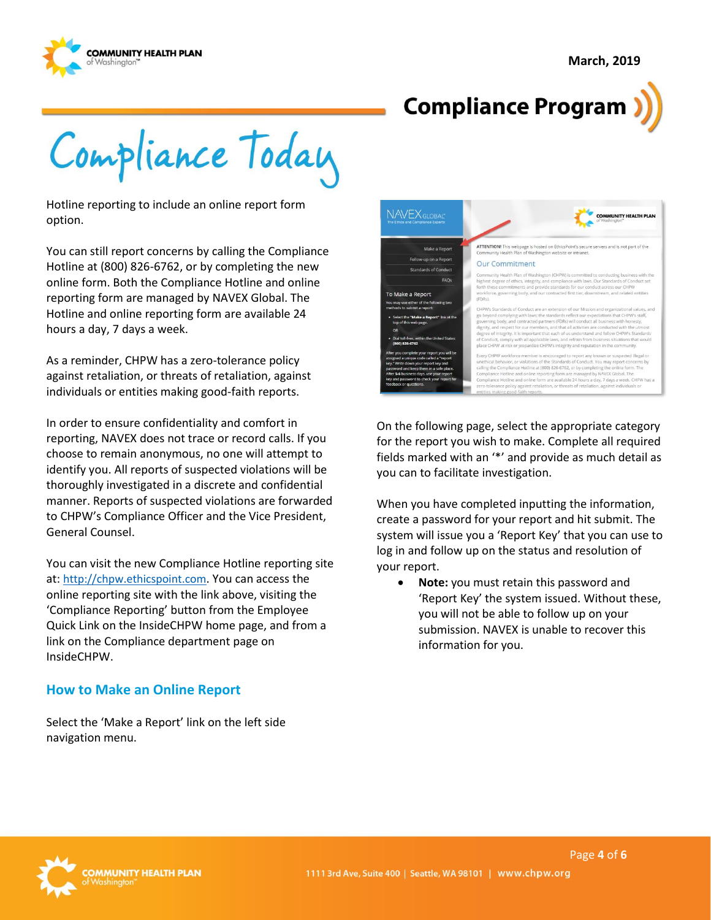# Compliance Program

# Compliance Today

Hotline reporting to include an online report form option.

You can still report concerns by calling the Compliance Hotline at (800) 826-6762, or by completing the new online form. Both the Compliance Hotline and online reporting form are managed by NAVEX Global. The Hotline and online reporting form are available 24 hours a day, 7 days a week.

As a reminder, CHPW has a zero-tolerance policy against retaliation, or threats of retaliation, against individuals or entities making good-faith reports.

In order to ensure confidentiality and comfort in reporting, NAVEX does not trace or record calls. If you choose to remain anonymous, no one will attempt to identify you. All reports of suspected violations will be thoroughly investigated in a discrete and confidential manner. Reports of suspected violations are forwarded to CHPW's Compliance Officer and the Vice President, General Counsel.

You can visit the new Compliance Hotline reporting site at: http://chpw.ethicspoint.com. You can access the online reporting site with the link above, visiting the 'Compliance Reporting' button from the Employee Quick Link on the InsideCHPW home page, and from a link on the Compliance department page on InsideCHPW.

## How to Make an Online Report

Select the 'Make a Report' link on the left side navigation menu.

On the following page, select the appropriate category for the report you wish to make. Complete all required fields marked with an '*' and provide as much detail as you can to facilitate investigation.

When you have completed inputting the information, create a password for your report and hit submit. The system will issue you a 'Report Key' that you can use to log in and follow up on the status and resolution of your report.

- **Note:** you must retain this password and 'Report Key' the system issued. Without these, you will not be able to follow up on your submission. NAVEX is unable to recover this information for you.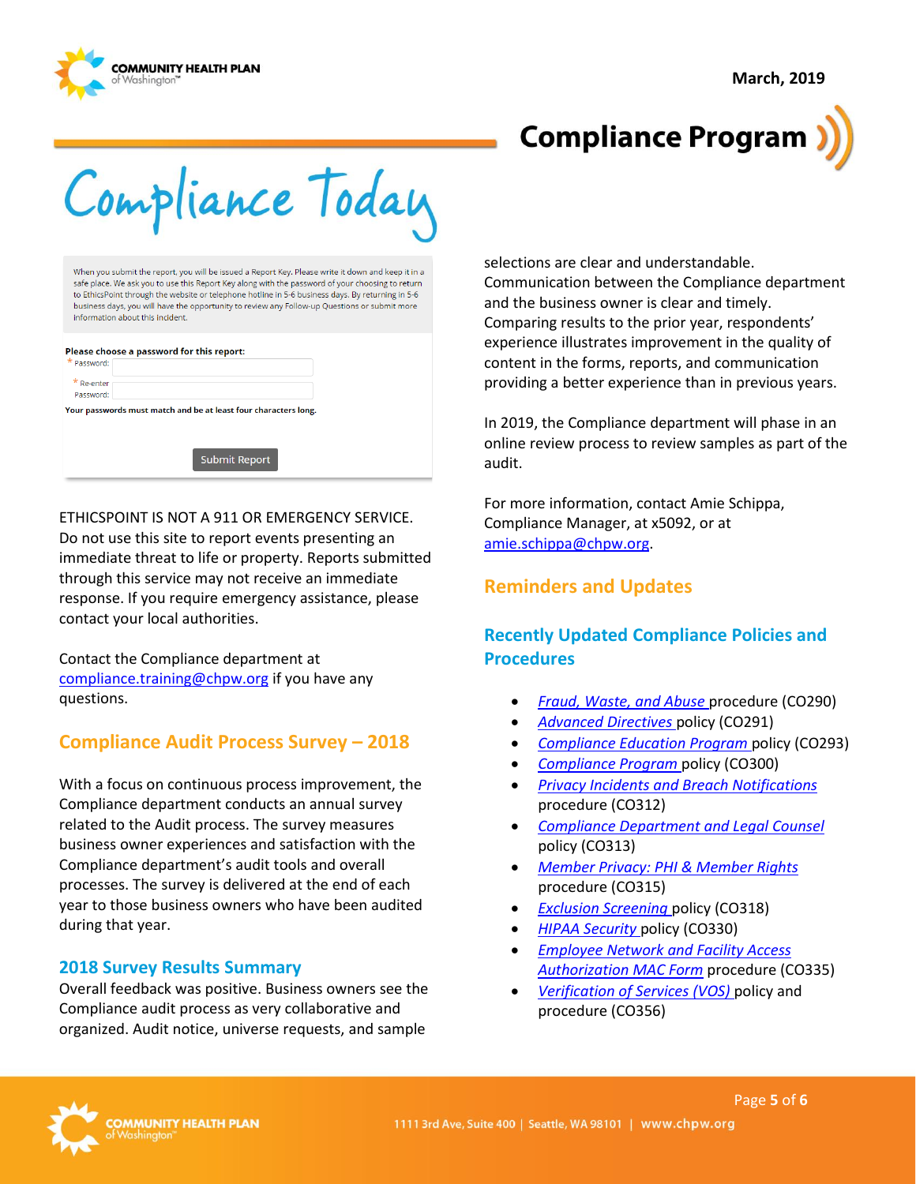# Compliance Today

## Compliance Program

When you submit the report, you will be issued a Report Key. Please write it down and keep it in a safe place. We ask you to use this Report Key along with the password of your choosing to return to EthicsPoint through the website or telephone hotline in 5-6 business days. By returning in 5-6 business days, you will have the opportunity to review any Follow-up Questions or submit more information about this incident.

**Please choose a password for this report:**

* Password:

* Re-enter Password:

**Your passwords must match and be at least four characters long.**

Submit Report

ETHICSPOINT IS NOT A 911 OR EMERGENCY SERVICE. Do not use this site to report events presenting an immediate threat to life or property. Reports submitted through this service may not receive an immediate response. If you require emergency assistance, please contact your local authorities.

Contact the Compliance department at compliance.training@chpw.org if you have any questions.

## Compliance Audit Process Survey – 2018

With a focus on continuous process improvement, the Compliance department conducts an annual survey related to the Audit process. The survey measures business owner experiences and satisfaction with the Compliance department's audit tools and overall processes. The survey is delivered at the end of each year to those business owners who have been audited during that year.

### 2018 Survey Results Summary

Overall feedback was positive. Business owners see the Compliance audit process as very collaborative and organized. Audit notice, universe requests, and sample selections are clear and understandable. Communication between the Compliance department and the business owner is clear and timely. Comparing results to the prior year, respondents' experience illustrates improvement in the quality of content in the forms, reports, and communication providing a better experience than in previous years.

In 2019, the Compliance department will phase in an online review process to review samples as part of the audit.

For more information, contact Amie Schippa, Compliance Manager, at x5092, or at amie.schippa@chpw.org.

## Reminders and Updates

### Recently Updated Compliance Policies and Procedures

- *Fraud, Waste, and Abuse* procedure (CO290)
- *Advanced Directives* policy (CO291)
- *Compliance Education Program* policy (CO293)
- *Compliance Program* policy (CO300)
- *Privacy Incidents and Breach Notifications* procedure (CO312)
- *Compliance Department and Legal Counsel* policy (CO313)
- *Member Privacy: PHI & Member Rights* procedure (CO315)
- *Exclusion Screening* policy (CO318)
- *HIPAA Security* policy (CO330)
- *Employee Network and Facility Access Authorization MAC Form* procedure (CO335)
- *Verification of Services (VOS)* policy and procedure (CO356)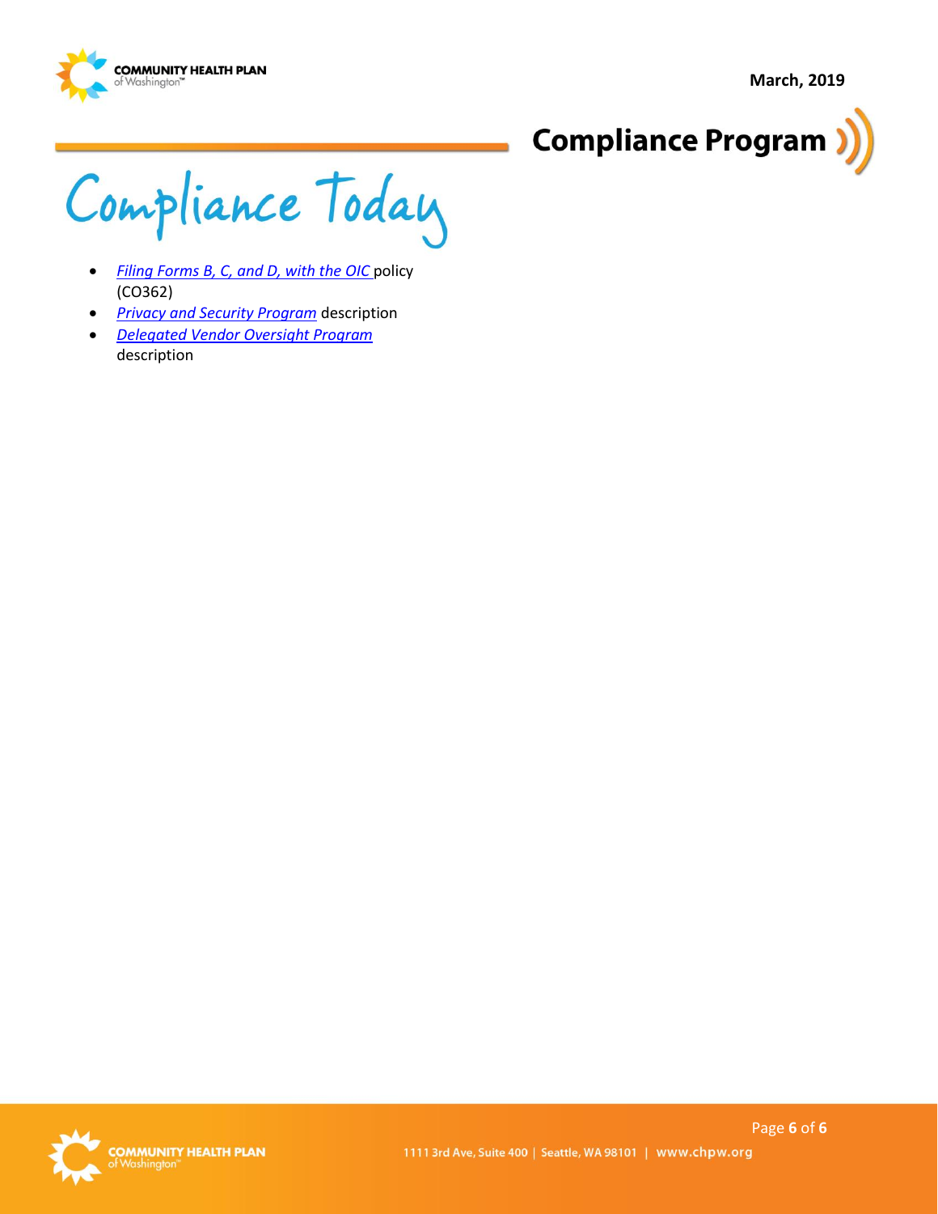- *Filing Forms B, C, and D, with the OIC* policy (CO362)
- *Privacy and Security Program* description
- *Delegated Vendor Oversight Program* description